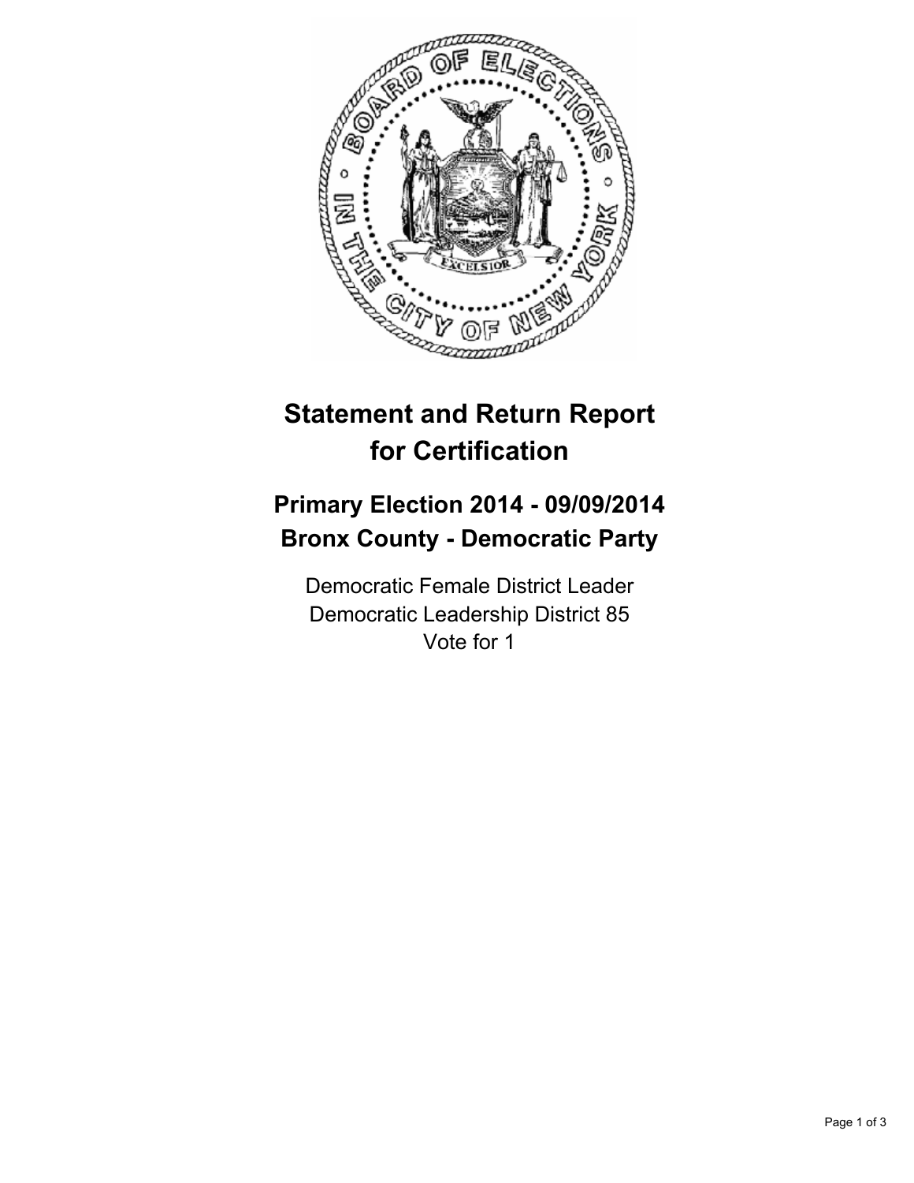# Statement and Return Report for Certification

## Primary Election 2014 - 09/09/2014
## Bronx County - Democratic Party

Democratic Female District Leader
Democratic Leadership District 85
Vote for 1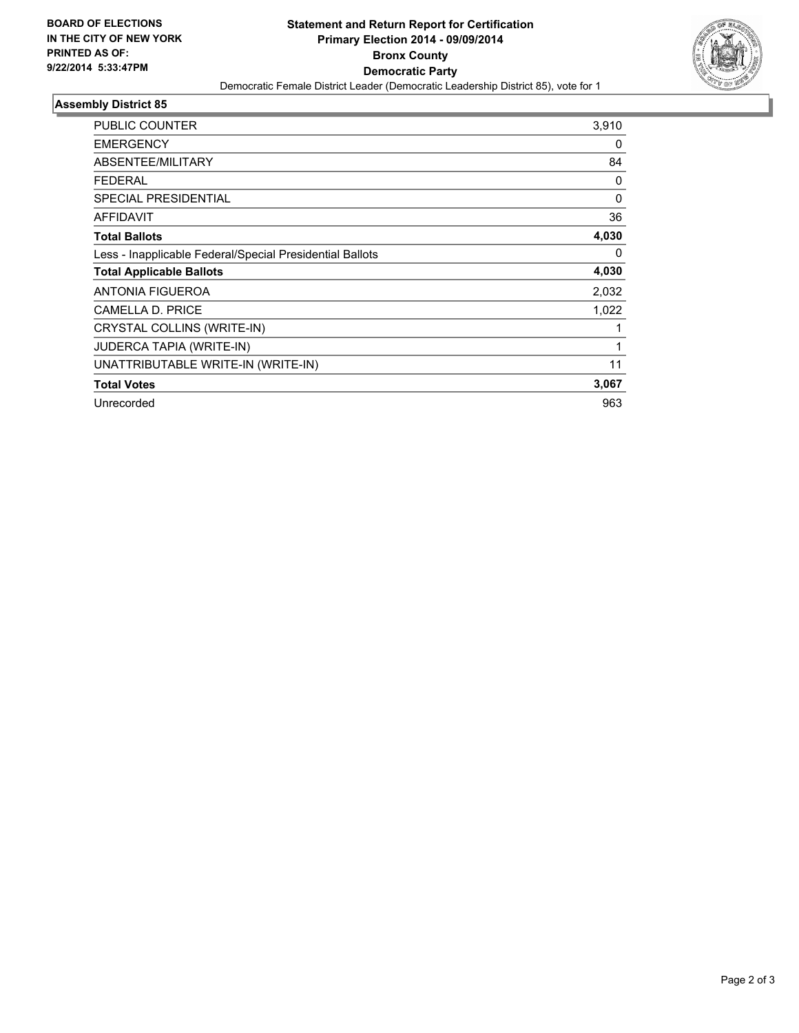**BOARD OF ELECTIONS IN THE CITY OF NEW YORK PRINTED AS OF: 9/22/2014 5:33:47PM**

# Statement and Return Report for Certification
## Primary Election 2014 - 09/09/2014
## Bronx County
## Democratic Party

Democratic Female District Leader (Democratic Leadership District 85), vote for 1

### Assembly District 85

| | |
|---|---|
| PUBLIC COUNTER | 3,910 |
| EMERGENCY | 0 |
| ABSENTEE/MILITARY | 84 |
| FEDERAL | 0 |
| SPECIAL PRESIDENTIAL | 0 |
| AFFIDAVIT | 36 |
| **Total Ballots** | **4,030** |
| Less - Inapplicable Federal/Special Presidential Ballots | 0 |
| **Total Applicable Ballots** | **4,030** |
| ANTONIA FIGUEROA | 2,032 |
| CAMELLA D. PRICE | 1,022 |
| CRYSTAL COLLINS (WRITE-IN) | 1 |
| JUDERCA TAPIA (WRITE-IN) | 1 |
| UNATTRIBUTABLE WRITE-IN (WRITE-IN) | 11 |
| **Total Votes** | **3,067** |
| Unrecorded | 963 |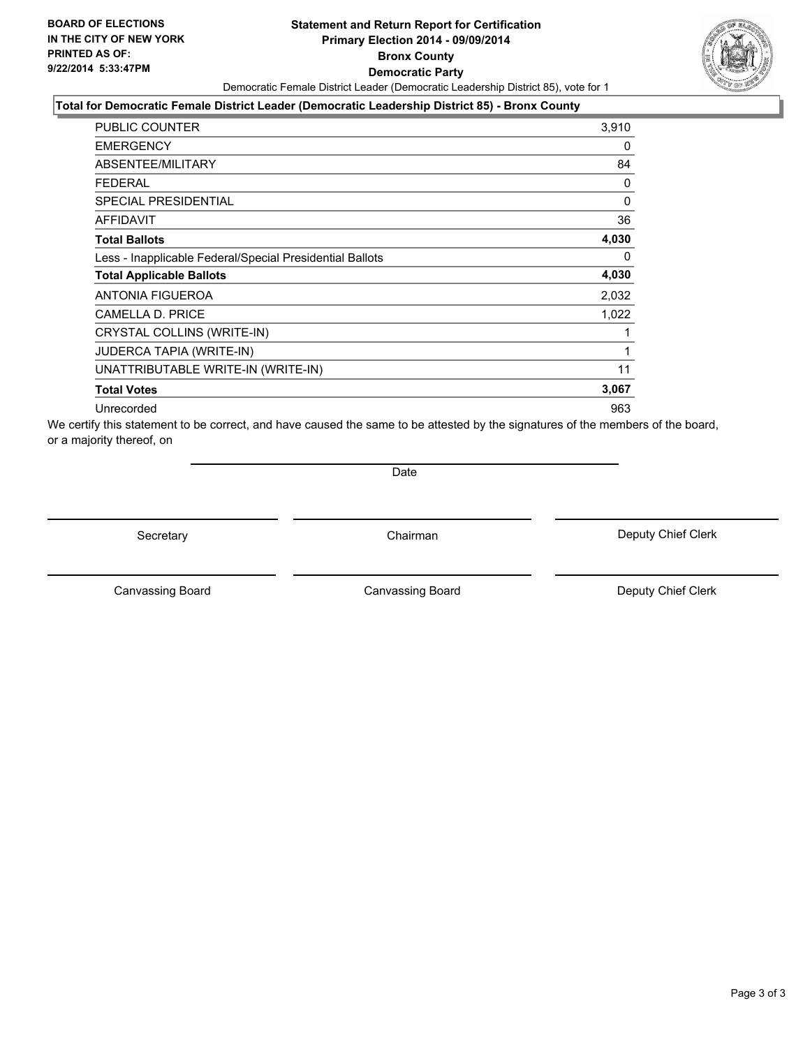**BOARD OF ELECTIONS IN THE CITY OF NEW YORK PRINTED AS OF: 9/22/2014 5:33:47PM**

# Statement and Return Report for Certification
## Primary Election 2014 - 09/09/2014
## Bronx County
## Democratic Party

Democratic Female District Leader (Democratic Leadership District 85), vote for 1

### Total for Democratic Female District Leader (Democratic Leadership District 85) - Bronx County

| | |
|---|---|
| PUBLIC COUNTER | 3,910 |
| EMERGENCY | 0 |
| ABSENTEE/MILITARY | 84 |
| FEDERAL | 0 |
| SPECIAL PRESIDENTIAL | 0 |
| AFFIDAVIT | 36 |
| **Total Ballots** | **4,030** |
| Less - Inapplicable Federal/Special Presidential Ballots | 0 |
| **Total Applicable Ballots** | **4,030** |
| ANTONIA FIGUEROA | 2,032 |
| CAMELLA D. PRICE | 1,022 |
| CRYSTAL COLLINS (WRITE-IN) | 1 |
| JUDERCA TAPIA (WRITE-IN) | 1 |
| UNATTRIBUTABLE WRITE-IN (WRITE-IN) | 11 |
| **Total Votes** | **3,067** |
| Unrecorded | 963 |

We certify this statement to be correct, and have caused the same to be attested by the signatures of the members of the board, or a majority thereof, on

Date

Secretary | Chairman | Deputy Chief Clerk

Canvassing Board | Canvassing Board | Deputy Chief Clerk